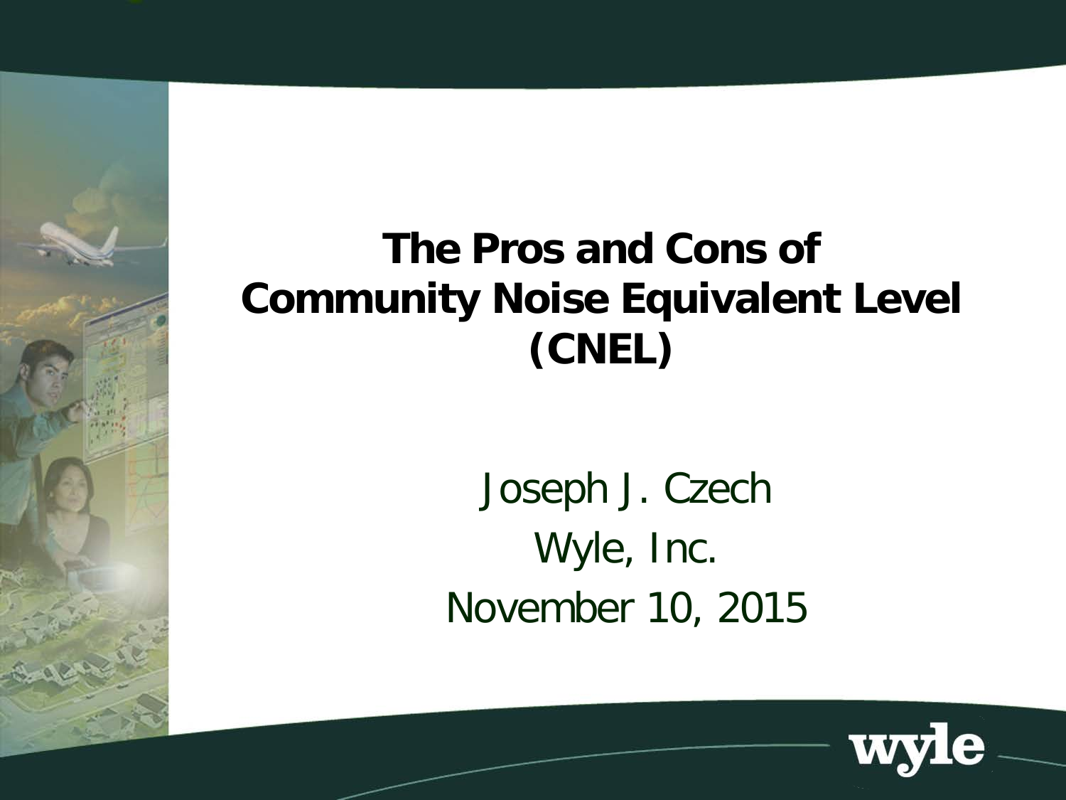# The Pros and Cons of Community Noise Equivalent Level (CNEL)

Joseph J. Czech

Wyle, Inc.

November 10, 2015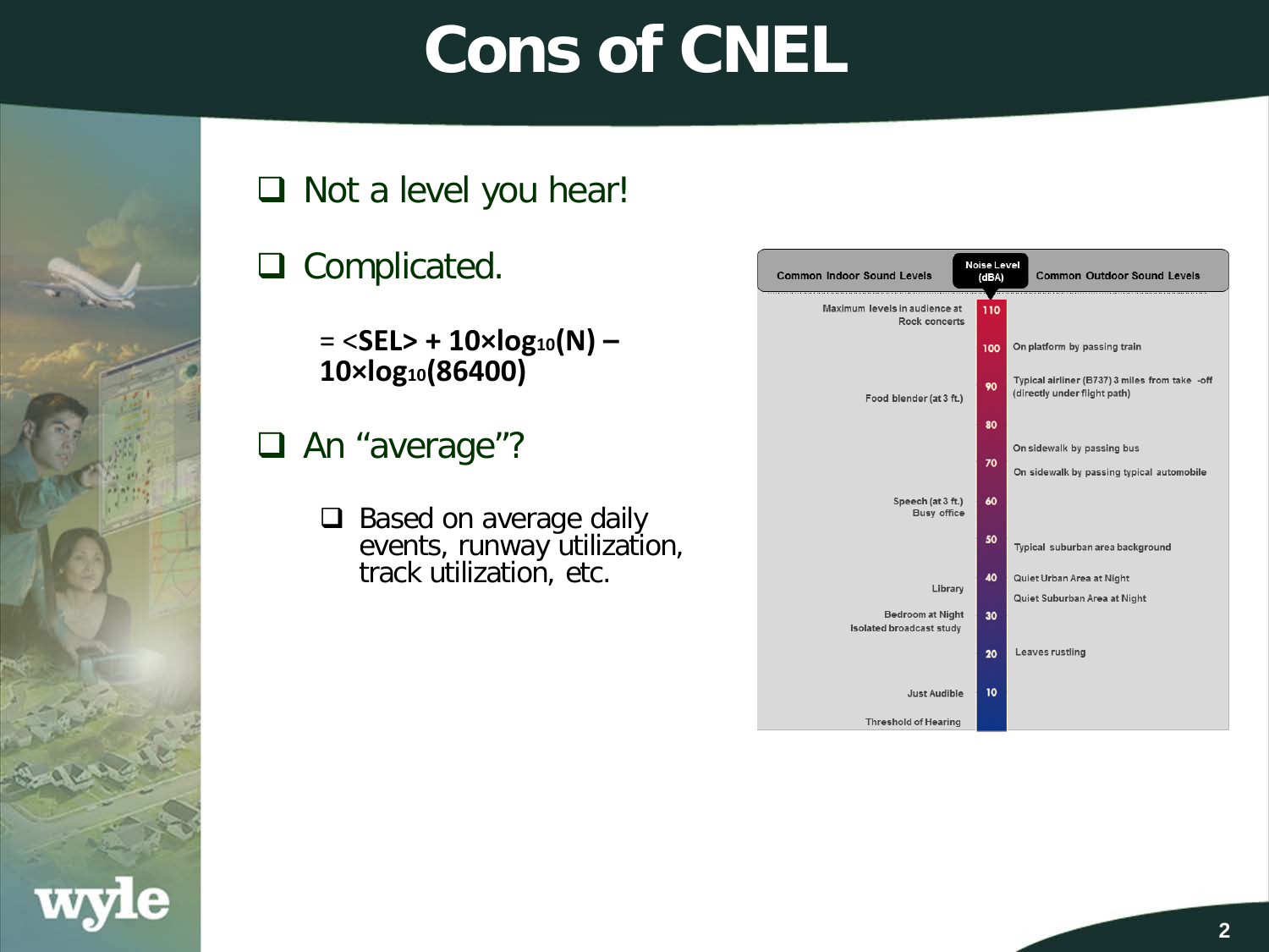# Cons of CNEL

- Not a level you hear!
- Complicated.

  $= \langle \mathbf{SEL} \rangle + 10 \times \log_{10}(N) - 10 \times \log_{10}(86400)$

- An "average"?
  - Based on average daily events, runway utilization, track utilization, etc.

| Common Indoor Sound Levels | Noise Level (dBA) | Common Outdoor Sound Levels |
| --- | --- | --- |
| Maximum levels in audience at Rock concerts | 110 | |
| | 100 | On platform by passing train |
| Food blender (at 3 ft.) | 90 | Typical airliner (B737) 3 miles from take -off (directly under flight path) |
| | 80 | |
| | 70 | On sidewalk by passing bus<br>On sidewalk by passing typical automobile |
| Speech (at 3 ft.)<br>Busy office | 60 | |
| | 50 | Typical suburban area background |
| Library | 40 | Quiet Urban Area at Night<br>Quiet Suburban Area at Night |
| Bedroom at Night<br>Isolated broadcast study | 30 | |
| | 20 | Leaves rustling |
| Just Audible | 10 | |
| Threshold of Hearing | | |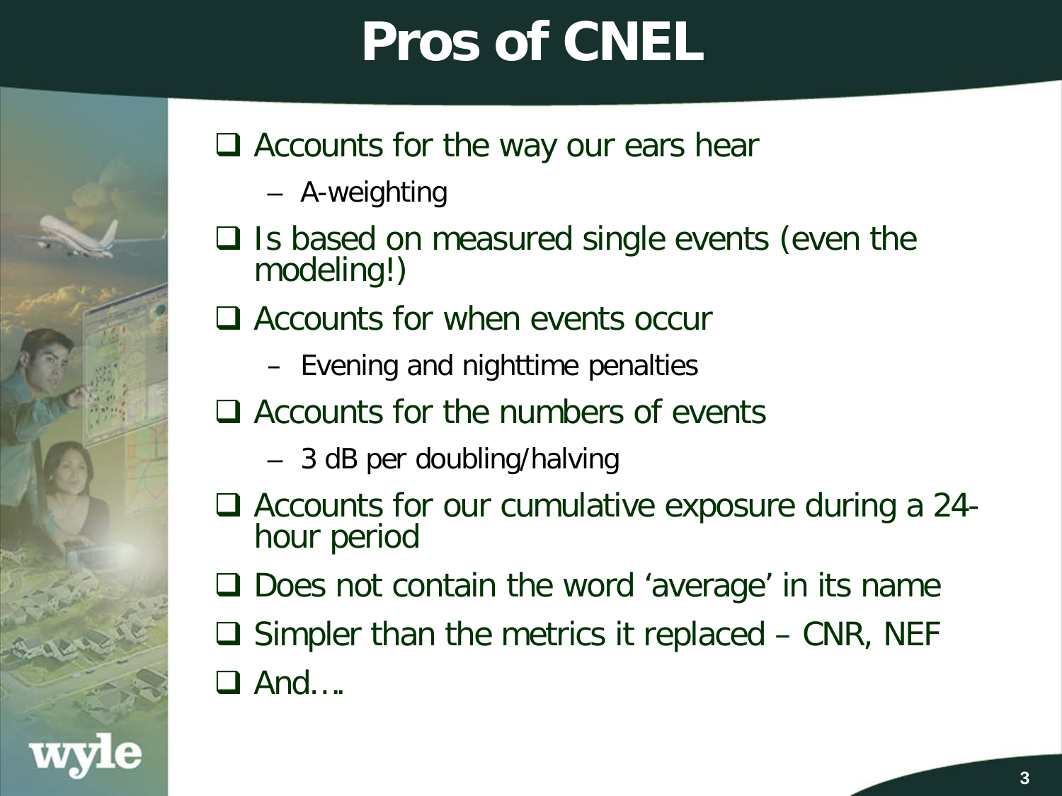# Pros of CNEL

- Accounts for the way our ears hear
  - A-weighting
- Is based on measured single events (even the modeling!)
- Accounts for when events occur
  - Evening and nighttime penalties
- Accounts for the numbers of events
  - 3 dB per doubling/halving
- Accounts for our cumulative exposure during a 24-hour period
- Does not contain the word 'average' in its name
- Simpler than the metrics it replaced – CNR, NEF
- And….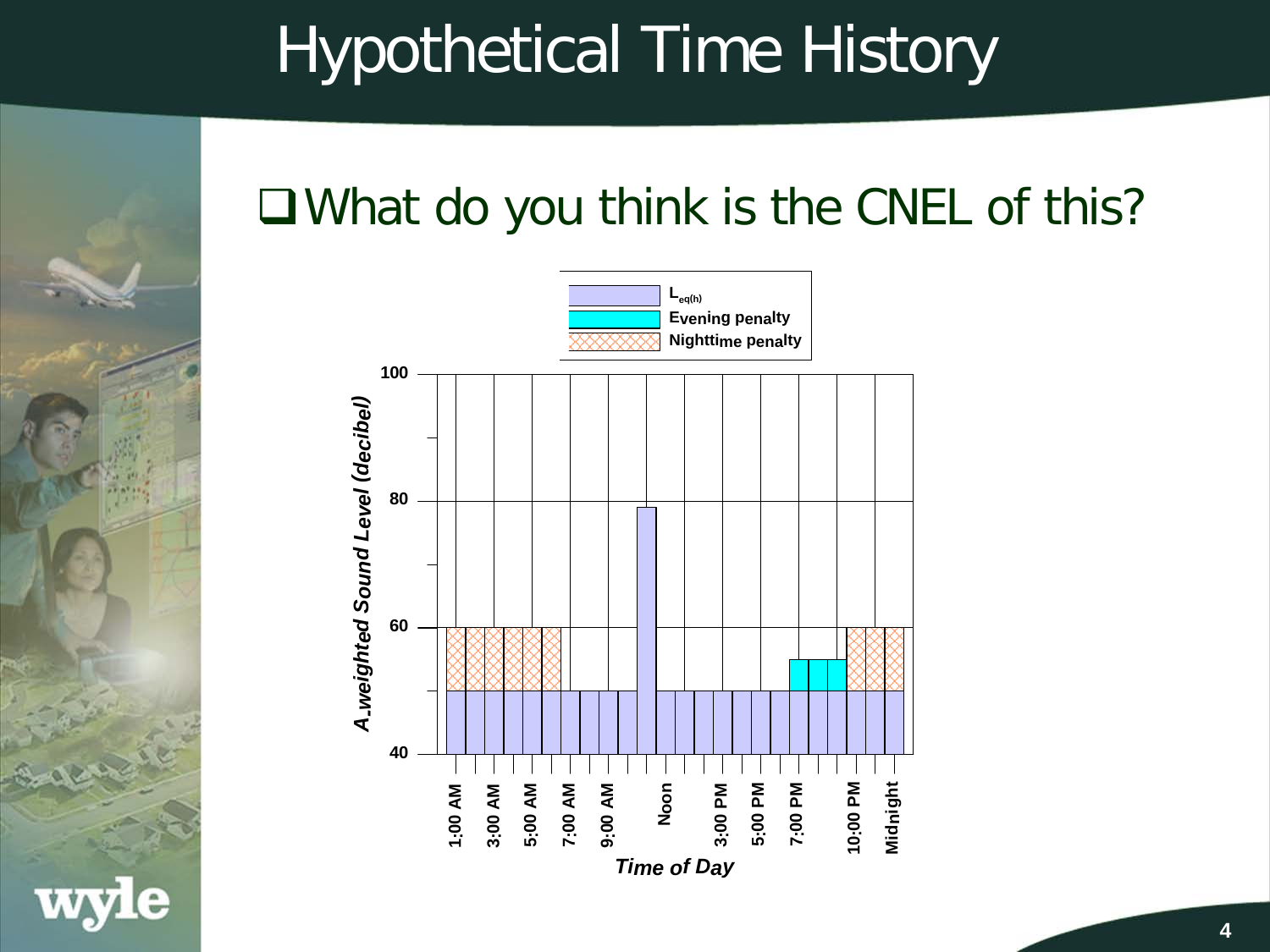# Hypothetical Time History

- What do you think is the CNEL of this?

Legend: $L_{eq(h)}$ | Evening penalty | Nighttime penalty

*A-weighted Sound Level (decibel)*: 40, 60, 80, 100

1:00 AM, 3:00 AM, 5:00 AM, 7:00 AM, 9:00 AM, Noon, 3:00 PM, 5:00 PM, 7:00 PM, 10:00 PM, Midnight

*Time of Day*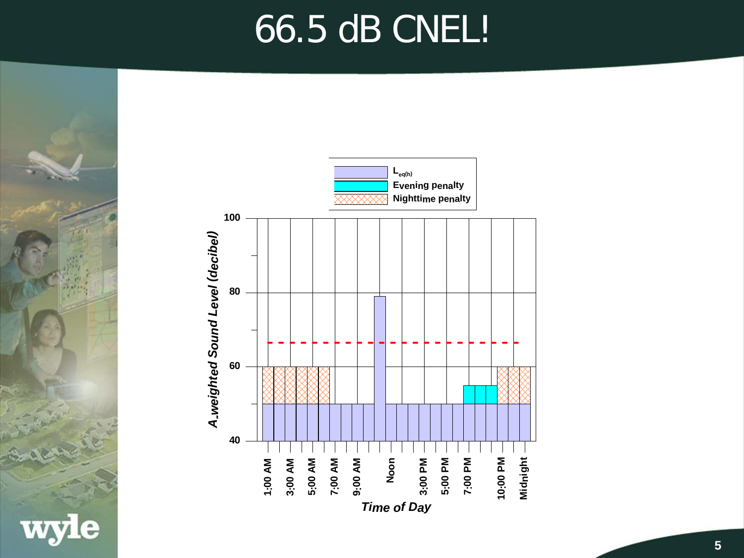# 66.5 dB CNEL!

$L_{eq(h)}$

Evening penalty

Nighttime penalty

A-weighted Sound Level (decibel)

100

80

60

40

1:00 AM

3:00 AM

5:00 AM

7:00 AM

9:00 AM

Noon

3:00 PM

5:00 PM

7:00 PM

10:00 PM

Midnight

Time of Day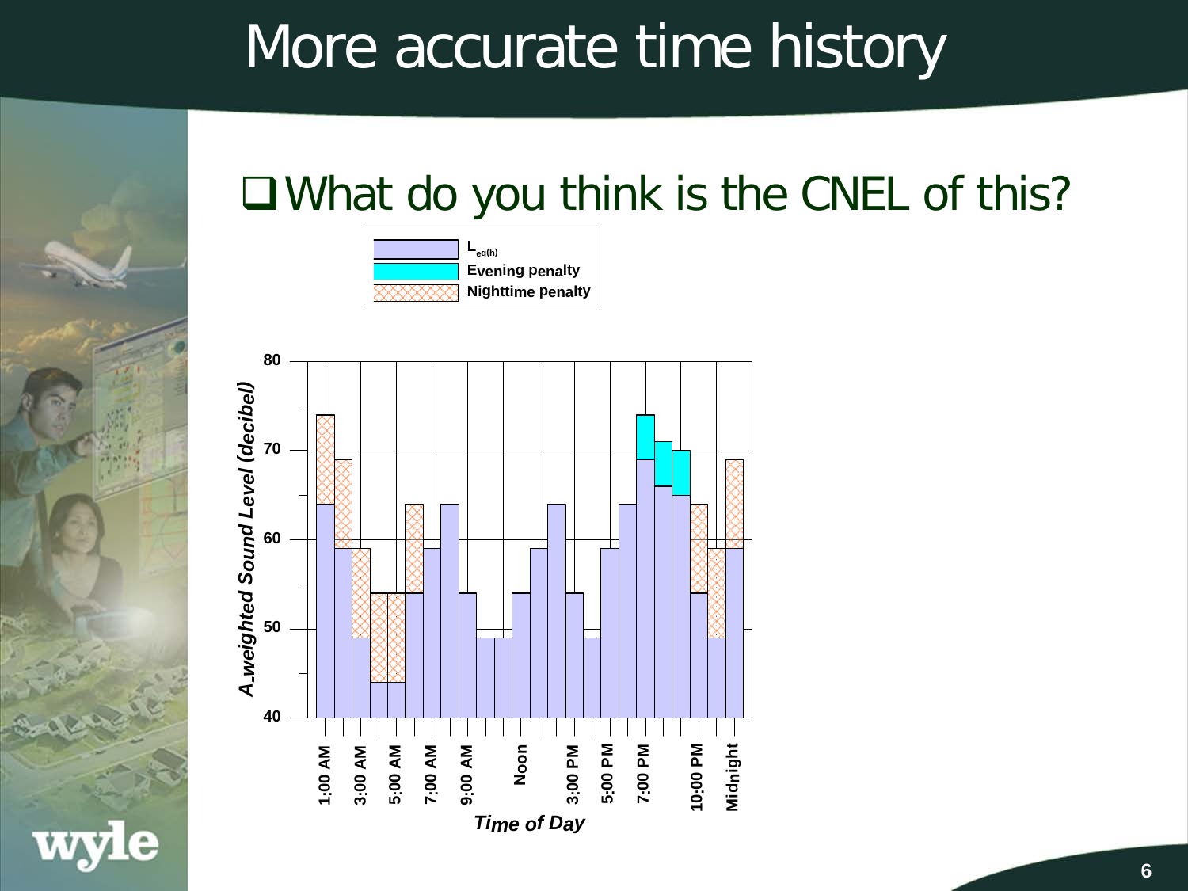# More accurate time history

- What do you think is the CNEL of this?

$L_{eq(h)}$

Evening penalty

Nighttime penalty

80

70

60

50

40

*A-weighted Sound Level (decibel)*

1:00 AM 3:00 AM 5:00 AM 7:00 AM 9:00 AM Noon 3:00 PM 5:00 PM 7:00 PM 10:00 PM Midnight

*Time of Day*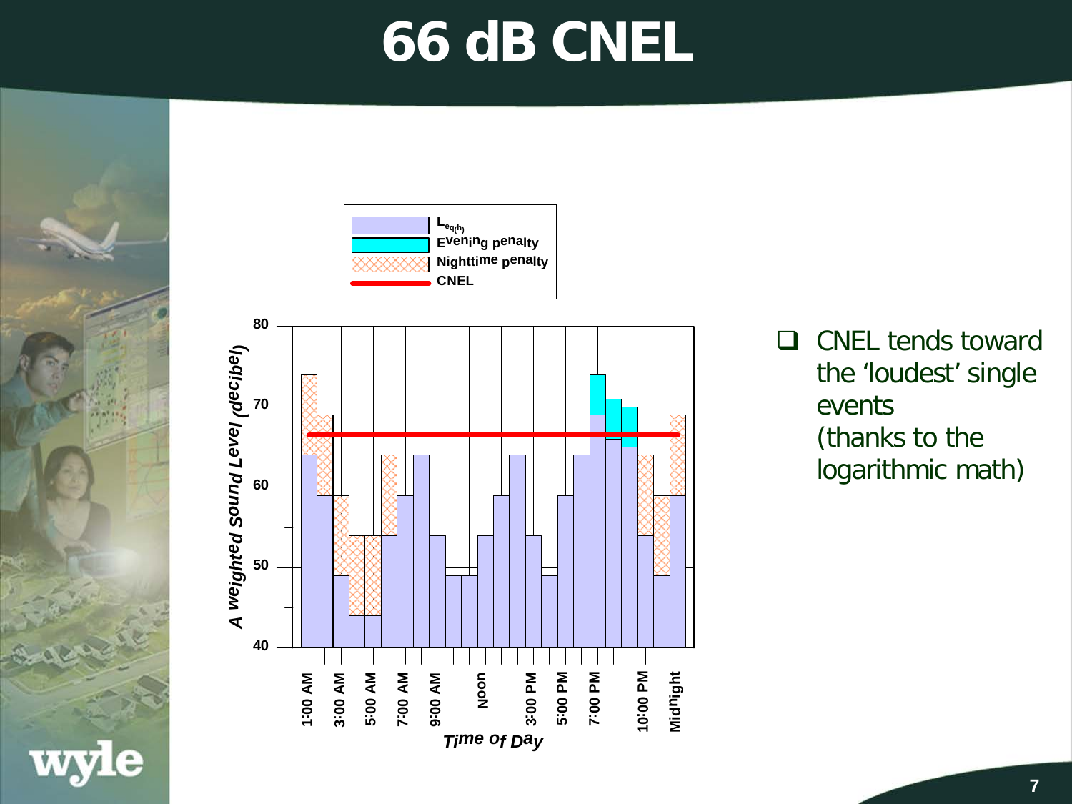# 66 dB CNEL

- CNEL tends toward the 'loudest' single events (thanks to the logarithmic math)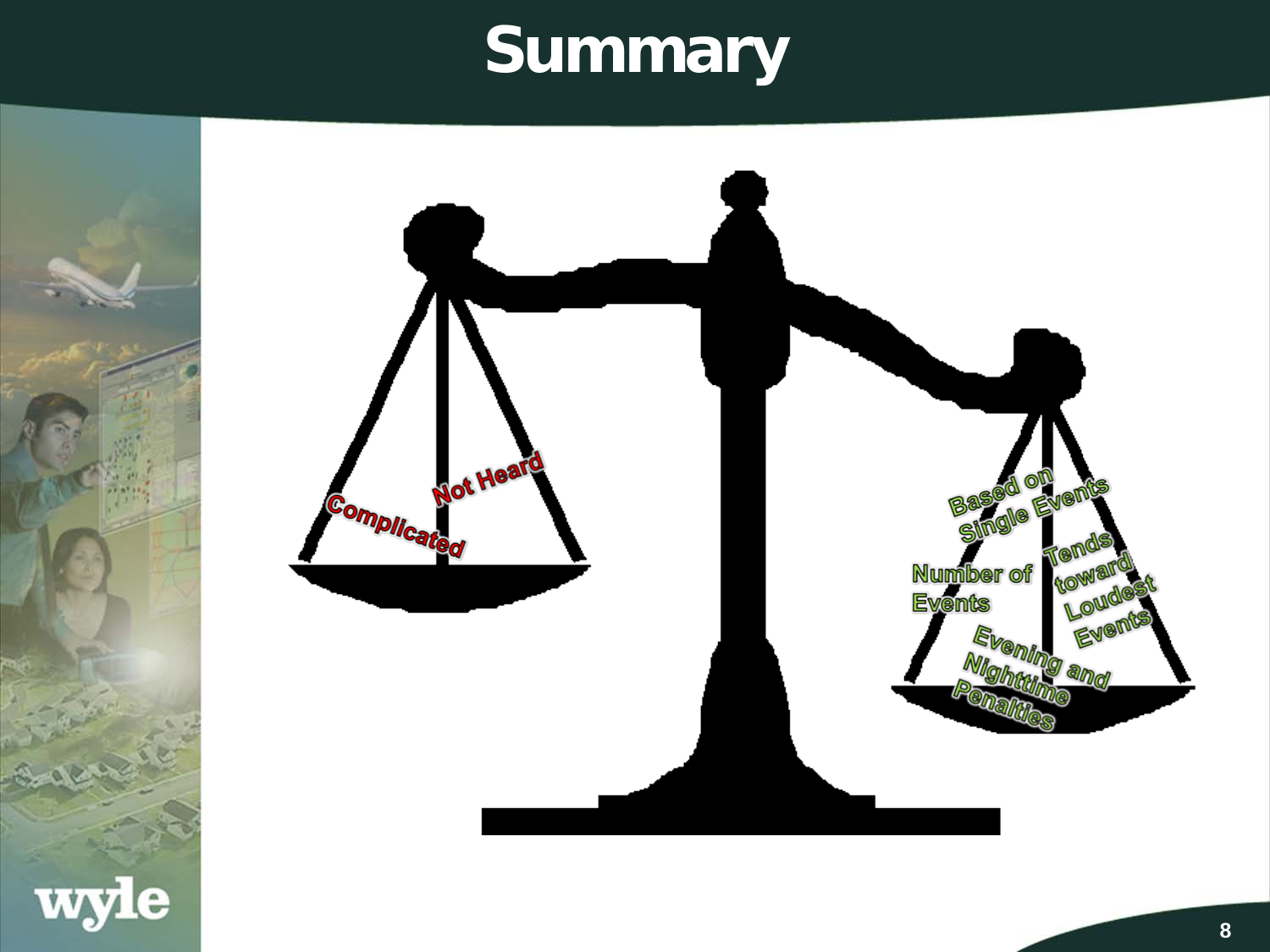# Summary

Complicated

Not Heard

Based on Single Events

Number of Events

Tends toward Loudest Events

Evening and Nighttime Penalties